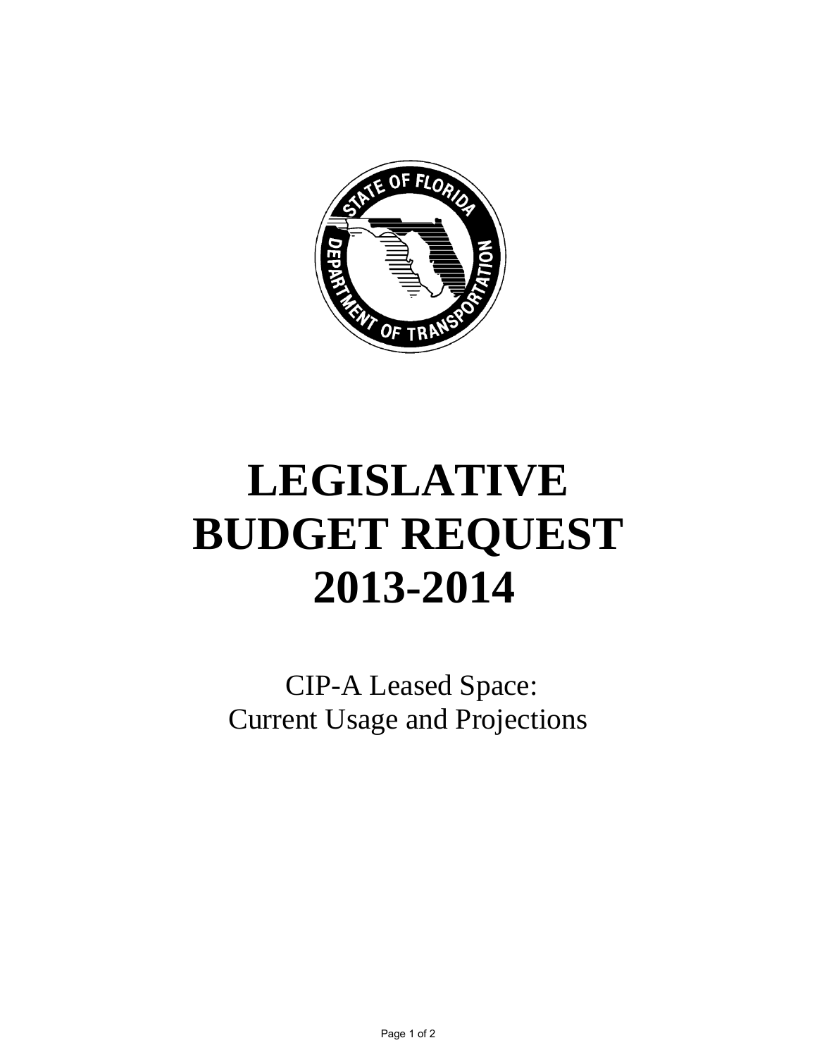# LEGISLATIVE BUDGET REQUEST 2013-2014

CIP-A Leased Space:
Current Usage and Projections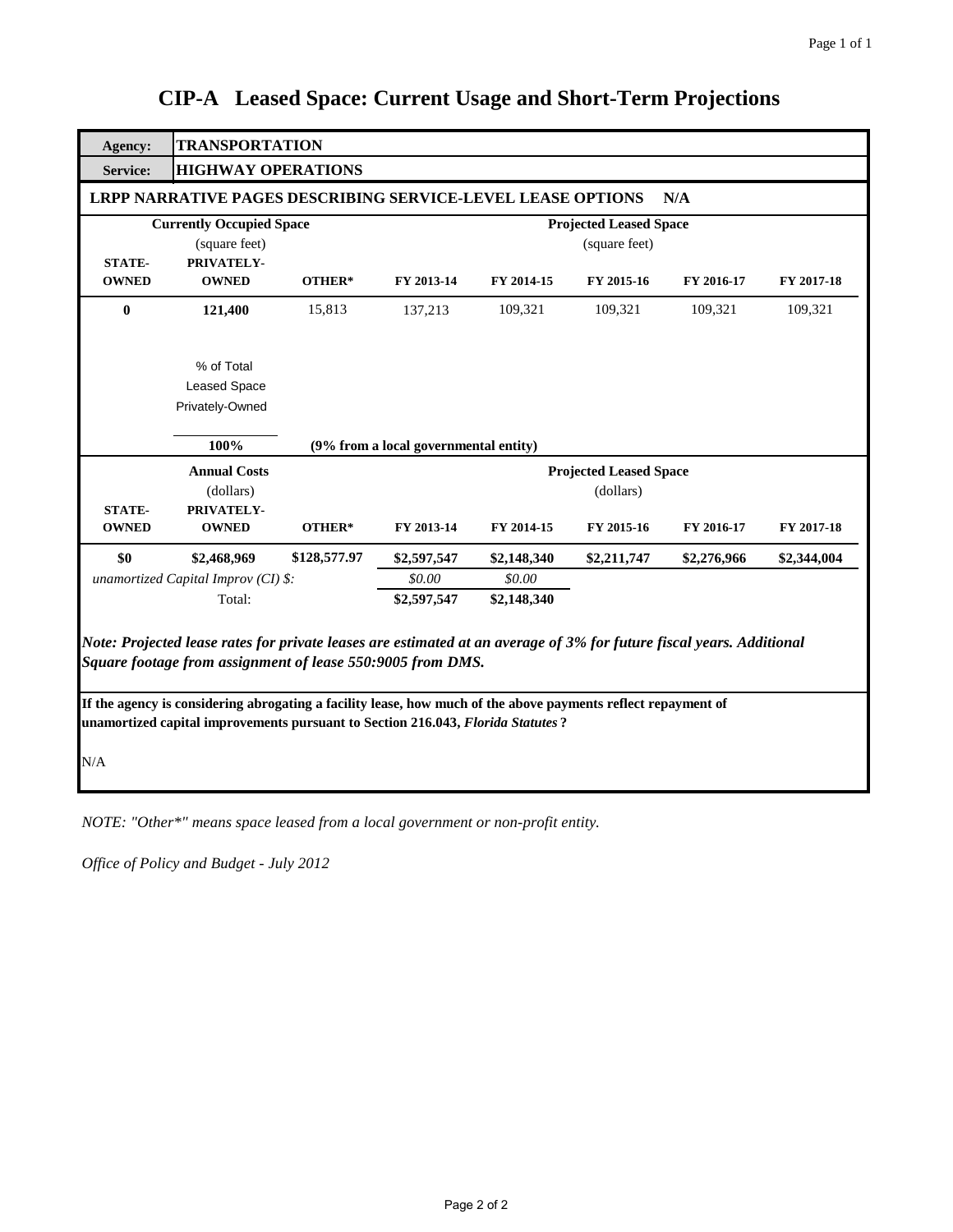# CIP-A Leased Space: Current Usage and Short-Term Projections

| | | | | | | | |
|---|---|---|---|---|---|---|---|
| **Agency:** | **TRANSPORTATION** | | | | | | |
| **Service:** | **HIGHWAY OPERATIONS** | | | | | | |
| **LRPP NARRATIVE PAGES DESCRIBING SERVICE-LEVEL LEASE OPTIONS** | | | | | **N/A** | | |
| **Currently Occupied Space** (square feet) | | | **Projected Leased Space** (square feet) | | | | |
| **STATE-OWNED** | **PRIVATELY-OWNED** | **OTHER*** | **FY 2013-14** | **FY 2014-15** | **FY 2015-16** | **FY 2016-17** | **FY 2017-18** |
| **0** | **121,400** | 15,813 | 137,213 | 109,321 | 109,321 | 109,321 | 109,321 |
| | % of Total Leased Space Privately-Owned | | | | | | |
| | **100%** | **(9% from a local governmental entity)** | | | | | |
| **Annual Costs** (dollars) | | | **Projected Leased Space** (dollars) | | | | |
| **STATE-OWNED** | **PRIVATELY-OWNED** | **OTHER*** | **FY 2013-14** | **FY 2014-15** | **FY 2015-16** | **FY 2016-17** | **FY 2017-18** |
| **$0** | **$2,468,969** | **$128,577.97** | **$2,597,547** | **$2,148,340** | **$2,211,747** | **$2,276,966** | **$2,344,004** |
| *unamortized Capital Improv (CI) $:* | | | *$0.00* | *$0.00* | | | |
| Total: | | | **$2,597,547** | **$2,148,340** | | | |

***Note: Projected lease rates for private leases are estimated at an average of 3% for future fiscal years. Additional Square footage from assignment of lease 550:9005 from DMS.***

**If the agency is considering abrogating a facility lease, how much of the above payments reflect repayment of unamortized capital improvements pursuant to Section 216.043, *Florida Statutes*?**

N/A

*NOTE: "Other*" means space leased from a local government or non-profit entity.*

*Office of Policy and Budget - July 2012*